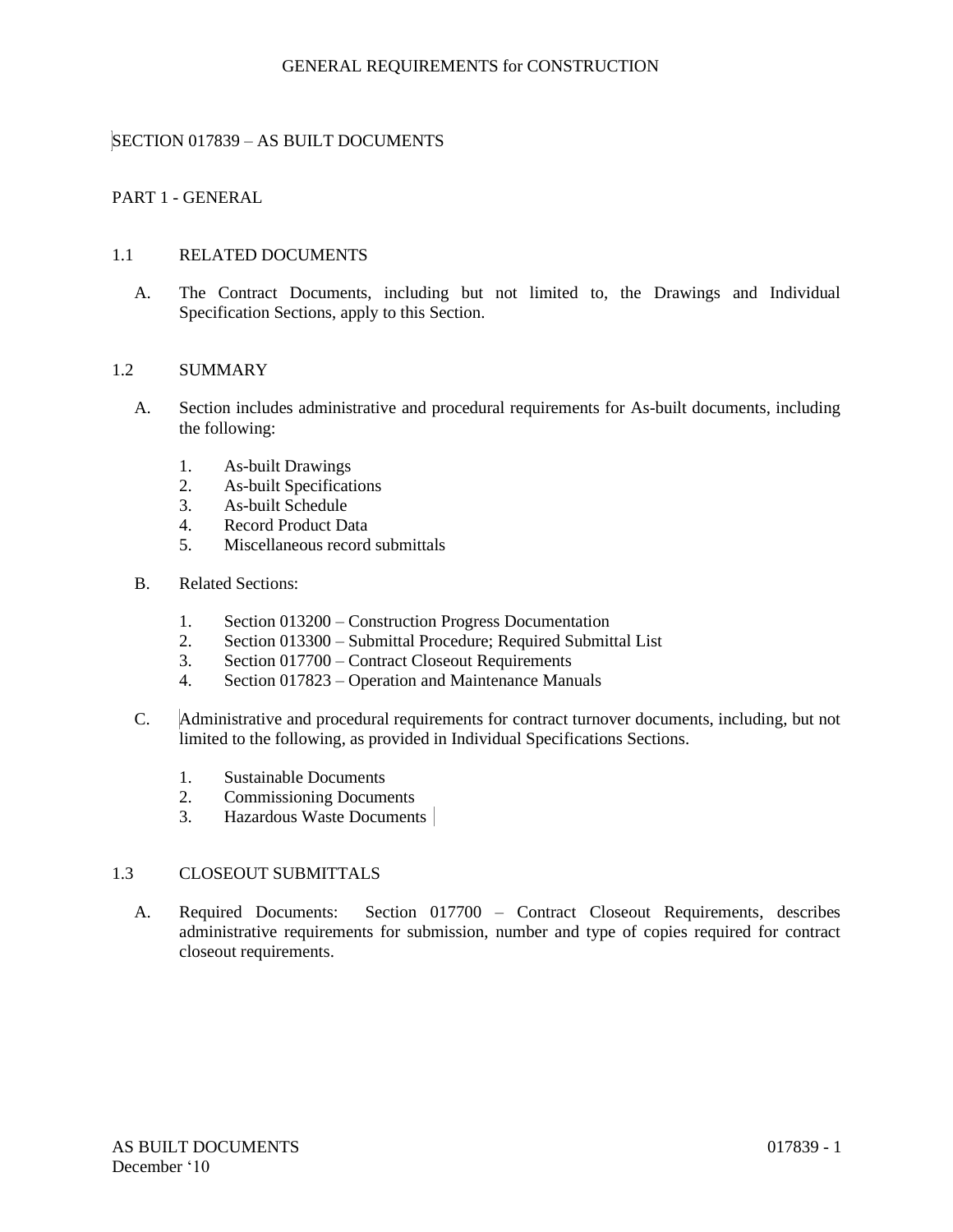# GENERAL REQUIREMENTS for CONSTRUCTION

## SECTION 017839 – AS BUILT DOCUMENTS

## PART 1 - GENERAL

### 1.1 RELATED DOCUMENTS

A. The Contract Documents, including but not limited to, the Drawings and Individual Specification Sections, apply to this Section.

### 1.2 SUMMARY

A. Section includes administrative and procedural requirements for As-built documents, including the following:

1. As-built Drawings
2. As-built Specifications
3. As-built Schedule
4. Record Product Data
5. Miscellaneous record submittals

B. Related Sections:

1. Section 013200 – Construction Progress Documentation
2. Section 013300 – Submittal Procedure; Required Submittal List
3. Section 017700 – Contract Closeout Requirements
4. Section 017823 – Operation and Maintenance Manuals

C. Administrative and procedural requirements for contract turnover documents, including, but not limited to the following, as provided in Individual Specifications Sections.

1. Sustainable Documents
2. Commissioning Documents
3. Hazardous Waste Documents

### 1.3 CLOSEOUT SUBMITTALS

A. Required Documents: Section 017700 – Contract Closeout Requirements, describes administrative requirements for submission, number and type of copies required for contract closeout requirements.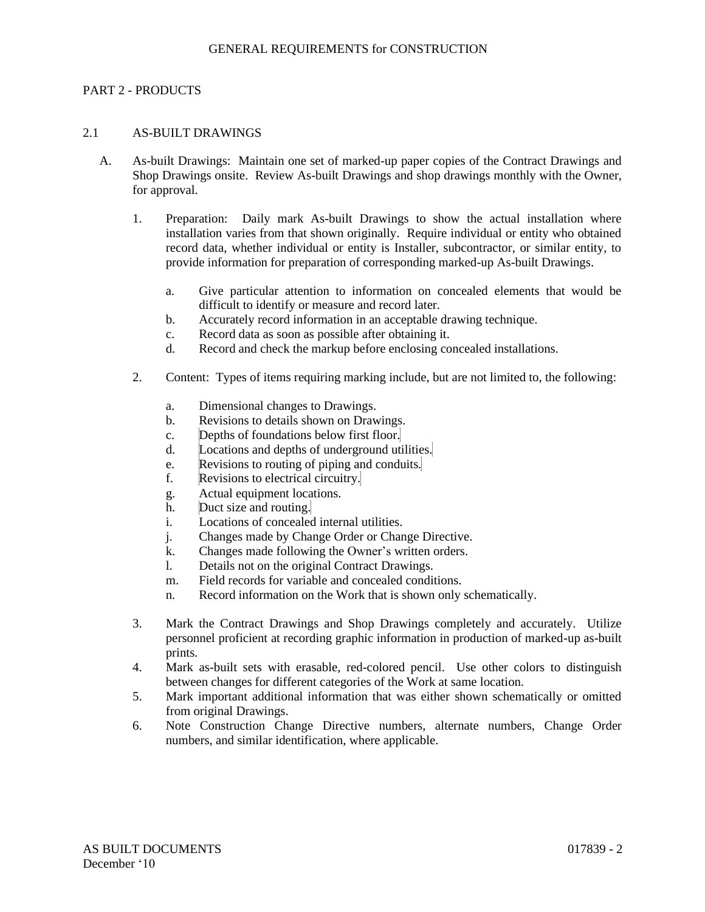## PART 2 - PRODUCTS

### 2.1 AS-BUILT DRAWINGS

A. As-built Drawings: Maintain one set of marked-up paper copies of the Contract Drawings and Shop Drawings onsite. Review As-built Drawings and shop drawings monthly with the Owner, for approval.

1. Preparation: Daily mark As-built Drawings to show the actual installation where installation varies from that shown originally. Require individual or entity who obtained record data, whether individual or entity is Installer, subcontractor, or similar entity, to provide information for preparation of corresponding marked-up As-built Drawings.

    a. Give particular attention to information on concealed elements that would be difficult to identify or measure and record later.
    b. Accurately record information in an acceptable drawing technique.
    c. Record data as soon as possible after obtaining it.
    d. Record and check the markup before enclosing concealed installations.

2. Content: Types of items requiring marking include, but are not limited to, the following:

    a. Dimensional changes to Drawings.
    b. Revisions to details shown on Drawings.
    c. Depths of foundations below first floor.
    d. Locations and depths of underground utilities.
    e. Revisions to routing of piping and conduits.
    f. Revisions to electrical circuitry.
    g. Actual equipment locations.
    h. Duct size and routing.
    i. Locations of concealed internal utilities.
    j. Changes made by Change Order or Change Directive.
    k. Changes made following the Owner's written orders.
    l. Details not on the original Contract Drawings.
    m. Field records for variable and concealed conditions.
    n. Record information on the Work that is shown only schematically.

3. Mark the Contract Drawings and Shop Drawings completely and accurately. Utilize personnel proficient at recording graphic information in production of marked-up as-built prints.
4. Mark as-built sets with erasable, red-colored pencil. Use other colors to distinguish between changes for different categories of the Work at same location.
5. Mark important additional information that was either shown schematically or omitted from original Drawings.
6. Note Construction Change Directive numbers, alternate numbers, Change Order numbers, and similar identification, where applicable.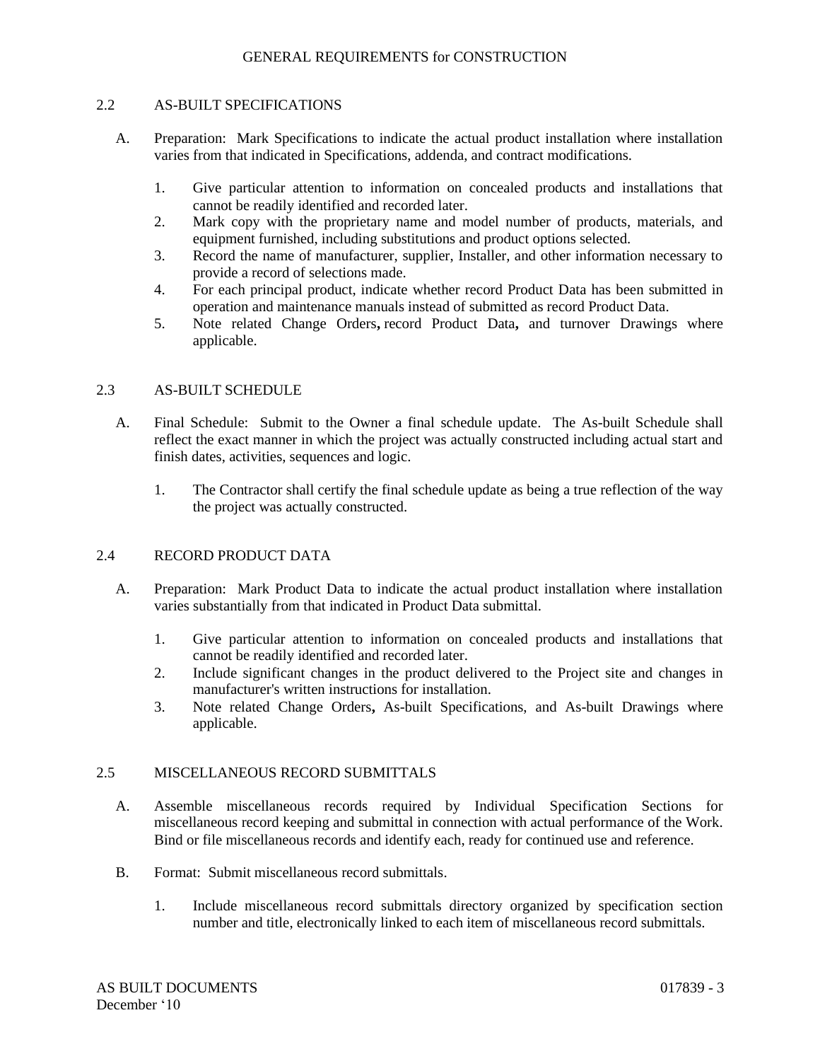## 2.2 AS-BUILT SPECIFICATIONS

A. Preparation: Mark Specifications to indicate the actual product installation where installation varies from that indicated in Specifications, addenda, and contract modifications.

1. Give particular attention to information on concealed products and installations that cannot be readily identified and recorded later.
2. Mark copy with the proprietary name and model number of products, materials, and equipment furnished, including substitutions and product options selected.
3. Record the name of manufacturer, supplier, Installer, and other information necessary to provide a record of selections made.
4. For each principal product, indicate whether record Product Data has been submitted in operation and maintenance manuals instead of submitted as record Product Data.
5. Note related Change Orders**,** record Product Data**,** and turnover Drawings where applicable.

## 2.3 AS-BUILT SCHEDULE

A. Final Schedule: Submit to the Owner a final schedule update. The As-built Schedule shall reflect the exact manner in which the project was actually constructed including actual start and finish dates, activities, sequences and logic.

1. The Contractor shall certify the final schedule update as being a true reflection of the way the project was actually constructed.

## 2.4 RECORD PRODUCT DATA

A. Preparation: Mark Product Data to indicate the actual product installation where installation varies substantially from that indicated in Product Data submittal.

1. Give particular attention to information on concealed products and installations that cannot be readily identified and recorded later.
2. Include significant changes in the product delivered to the Project site and changes in manufacturer's written instructions for installation.
3. Note related Change Orders**,** As-built Specifications, and As-built Drawings where applicable.

## 2.5 MISCELLANEOUS RECORD SUBMITTALS

A. Assemble miscellaneous records required by Individual Specification Sections for miscellaneous record keeping and submittal in connection with actual performance of the Work. Bind or file miscellaneous records and identify each, ready for continued use and reference.

B. Format: Submit miscellaneous record submittals.

1. Include miscellaneous record submittals directory organized by specification section number and title, electronically linked to each item of miscellaneous record submittals.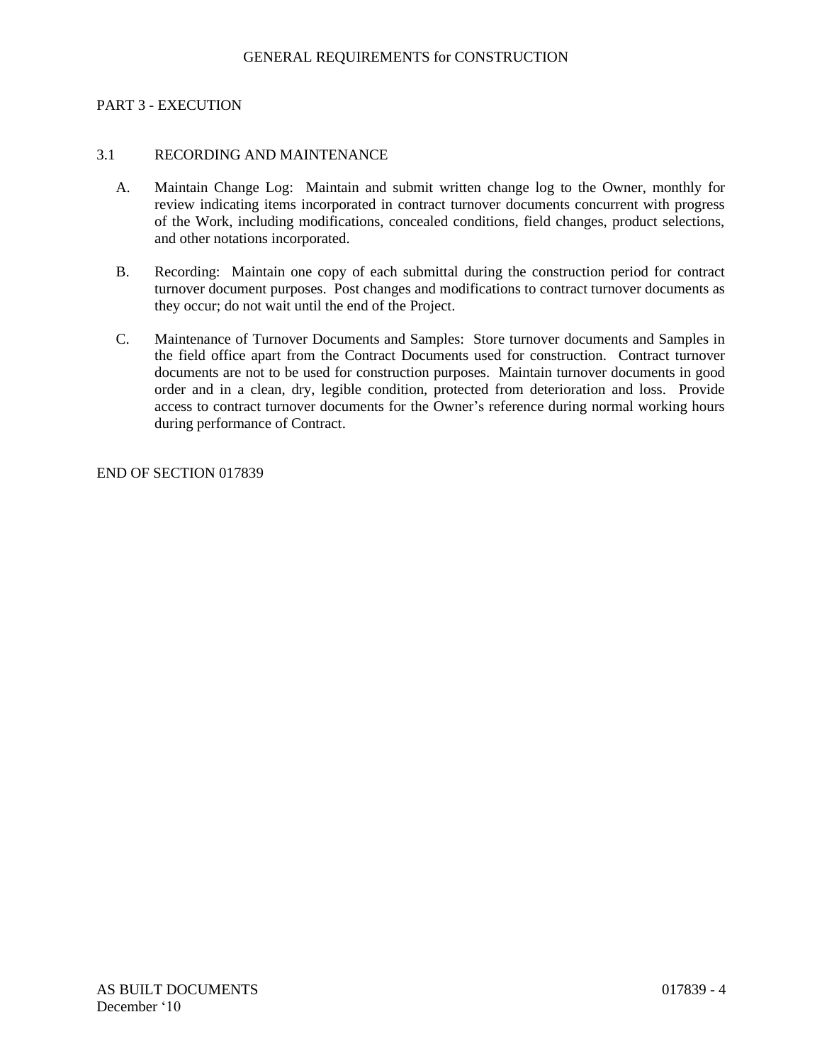## PART 3 - EXECUTION

### 3.1 RECORDING AND MAINTENANCE

A. Maintain Change Log: Maintain and submit written change log to the Owner, monthly for review indicating items incorporated in contract turnover documents concurrent with progress of the Work, including modifications, concealed conditions, field changes, product selections, and other notations incorporated.

B. Recording: Maintain one copy of each submittal during the construction period for contract turnover document purposes. Post changes and modifications to contract turnover documents as they occur; do not wait until the end of the Project.

C. Maintenance of Turnover Documents and Samples: Store turnover documents and Samples in the field office apart from the Contract Documents used for construction. Contract turnover documents are not to be used for construction purposes. Maintain turnover documents in good order and in a clean, dry, legible condition, protected from deterioration and loss. Provide access to contract turnover documents for the Owner's reference during normal working hours during performance of Contract.

END OF SECTION 017839